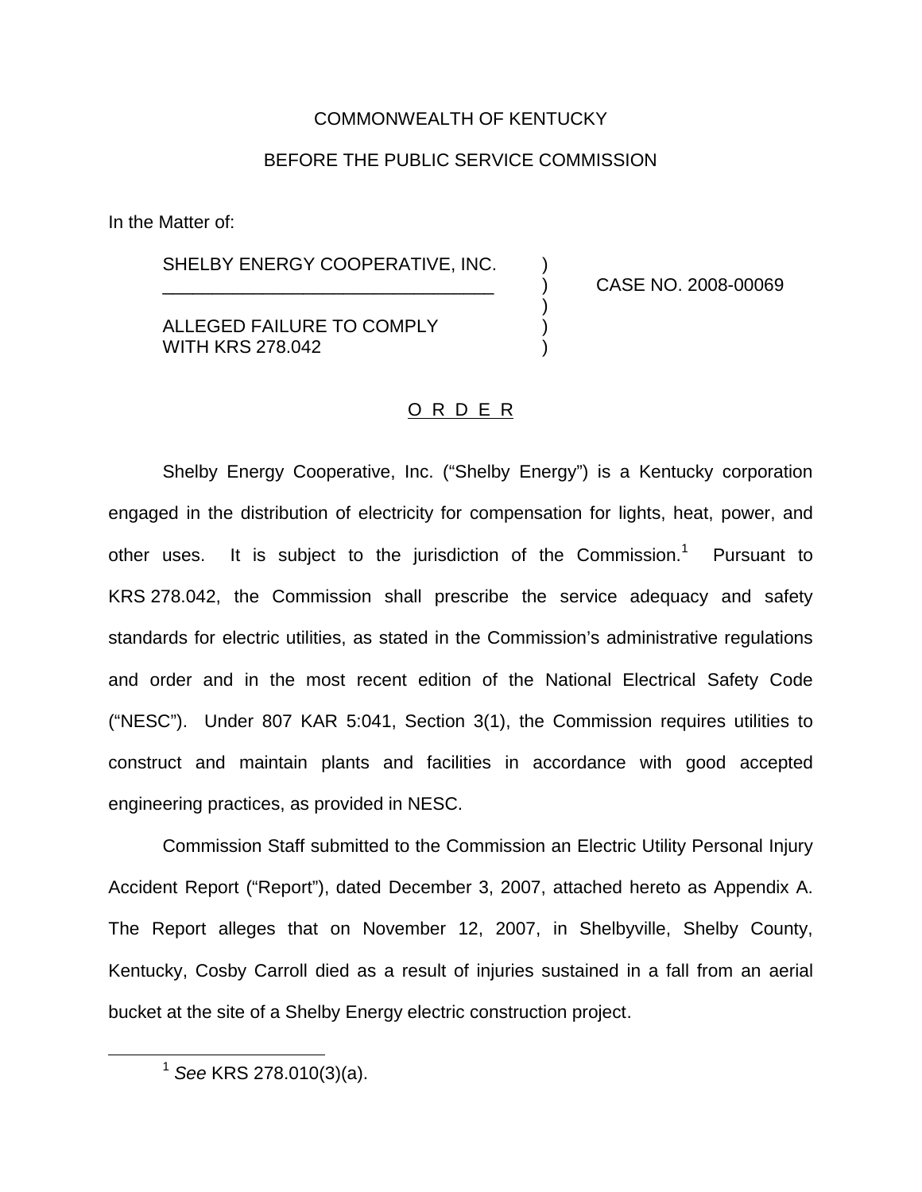COMMONWEALTH OF KENTUCKY

BEFORE THE PUBLIC SERVICE COMMISSION

In the Matter of:

SHELBY ENERGY COOPERATIVE, INC. )
_________________________________ ) CASE NO. 2008-00069
)
ALLEGED FAILURE TO COMPLY )
WITH KRS 278.042 )

O R D E R

Shelby Energy Cooperative, Inc. ("Shelby Energy") is a Kentucky corporation engaged in the distribution of electricity for compensation for lights, heat, power, and other uses. It is subject to the jurisdiction of the Commission.[1] Pursuant to KRS 278.042, the Commission shall prescribe the service adequacy and safety standards for electric utilities, as stated in the Commission's administrative regulations and order and in the most recent edition of the National Electrical Safety Code ("NESC"). Under 807 KAR 5:041, Section 3(1), the Commission requires utilities to construct and maintain plants and facilities in accordance with good accepted engineering practices, as provided in NESC.

Commission Staff submitted to the Commission an Electric Utility Personal Injury Accident Report ("Report"), dated December 3, 2007, attached hereto as Appendix A. The Report alleges that on November 12, 2007, in Shelbyville, Shelby County, Kentucky, Cosby Carroll died as a result of injuries sustained in a fall from an aerial bucket at the site of a Shelby Energy electric construction project.

[1] *See* KRS 278.010(3)(a).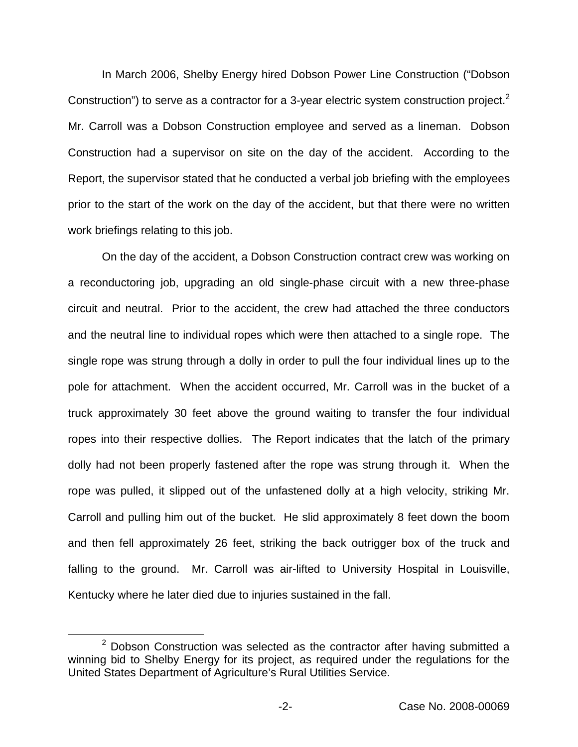In March 2006, Shelby Energy hired Dobson Power Line Construction ("Dobson Construction") to serve as a contractor for a 3-year electric system construction project.[2] Mr. Carroll was a Dobson Construction employee and served as a lineman. Dobson Construction had a supervisor on site on the day of the accident. According to the Report, the supervisor stated that he conducted a verbal job briefing with the employees prior to the start of the work on the day of the accident, but that there were no written work briefings relating to this job.

On the day of the accident, a Dobson Construction contract crew was working on a reconductoring job, upgrading an old single-phase circuit with a new three-phase circuit and neutral. Prior to the accident, the crew had attached the three conductors and the neutral line to individual ropes which were then attached to a single rope. The single rope was strung through a dolly in order to pull the four individual lines up to the pole for attachment. When the accident occurred, Mr. Carroll was in the bucket of a truck approximately 30 feet above the ground waiting to transfer the four individual ropes into their respective dollies. The Report indicates that the latch of the primary dolly had not been properly fastened after the rope was strung through it. When the rope was pulled, it slipped out of the unfastened dolly at a high velocity, striking Mr. Carroll and pulling him out of the bucket. He slid approximately 8 feet down the boom and then fell approximately 26 feet, striking the back outrigger box of the truck and falling to the ground. Mr. Carroll was air-lifted to University Hospital in Louisville, Kentucky where he later died due to injuries sustained in the fall.

[2] Dobson Construction was selected as the contractor after having submitted a winning bid to Shelby Energy for its project, as required under the regulations for the United States Department of Agriculture's Rural Utilities Service.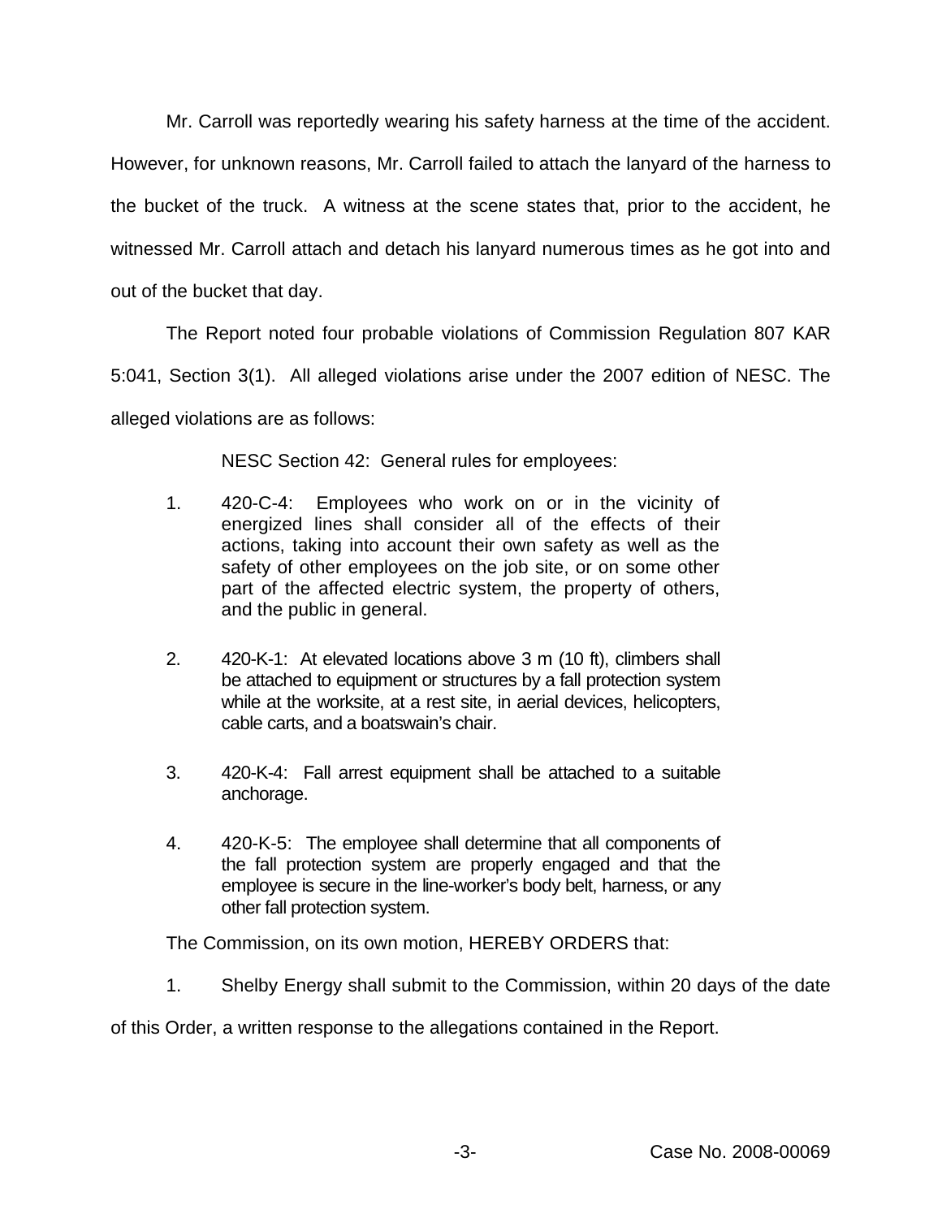Mr. Carroll was reportedly wearing his safety harness at the time of the accident. However, for unknown reasons, Mr. Carroll failed to attach the lanyard of the harness to the bucket of the truck. A witness at the scene states that, prior to the accident, he witnessed Mr. Carroll attach and detach his lanyard numerous times as he got into and out of the bucket that day.

The Report noted four probable violations of Commission Regulation 807 KAR 5:041, Section 3(1). All alleged violations arise under the 2007 edition of NESC. The alleged violations are as follows:

NESC Section 42: General rules for employees:

1. 420-C-4: Employees who work on or in the vicinity of energized lines shall consider all of the effects of their actions, taking into account their own safety as well as the safety of other employees on the job site, or on some other part of the affected electric system, the property of others, and the public in general.

2. 420-K-1: At elevated locations above 3 m (10 ft), climbers shall be attached to equipment or structures by a fall protection system while at the worksite, at a rest site, in aerial devices, helicopters, cable carts, and a boatswain's chair.

3. 420-K-4: Fall arrest equipment shall be attached to a suitable anchorage.

4. 420-K-5: The employee shall determine that all components of the fall protection system are properly engaged and that the employee is secure in the line-worker's body belt, harness, or any other fall protection system.

The Commission, on its own motion, HEREBY ORDERS that:

1. Shelby Energy shall submit to the Commission, within 20 days of the date of this Order, a written response to the allegations contained in the Report.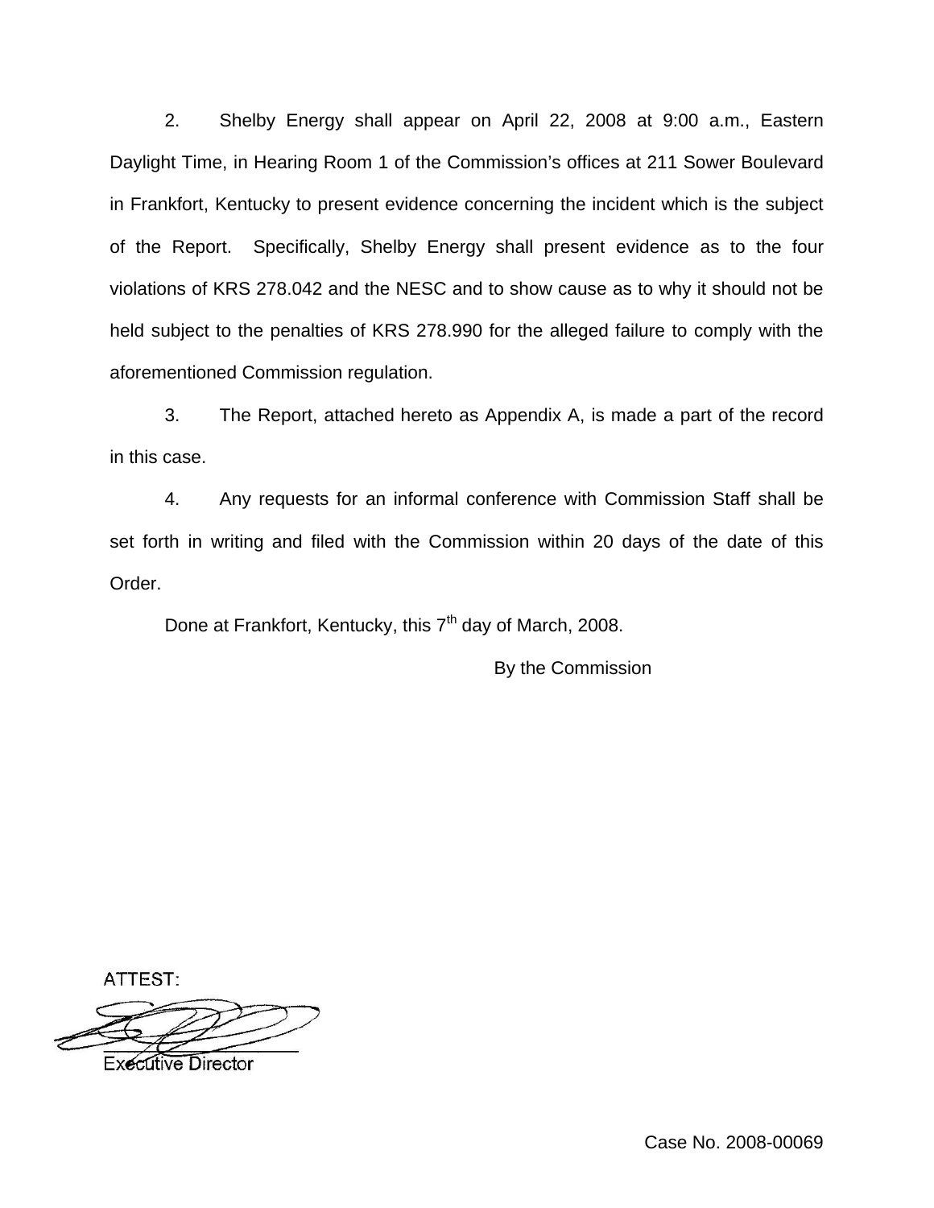2. Shelby Energy shall appear on April 22, 2008 at 9:00 a.m., Eastern Daylight Time, in Hearing Room 1 of the Commission's offices at 211 Sower Boulevard in Frankfort, Kentucky to present evidence concerning the incident which is the subject of the Report. Specifically, Shelby Energy shall present evidence as to the four violations of KRS 278.042 and the NESC and to show cause as to why it should not be held subject to the penalties of KRS 278.990 for the alleged failure to comply with the aforementioned Commission regulation.

3. The Report, attached hereto as Appendix A, is made a part of the record in this case.

4. Any requests for an informal conference with Commission Staff shall be set forth in writing and filed with the Commission within 20 days of the date of this Order.

Done at Frankfort, Kentucky, this 7th day of March, 2008.

By the Commission

ATTEST:

Executive Director

Case No. 2008-00069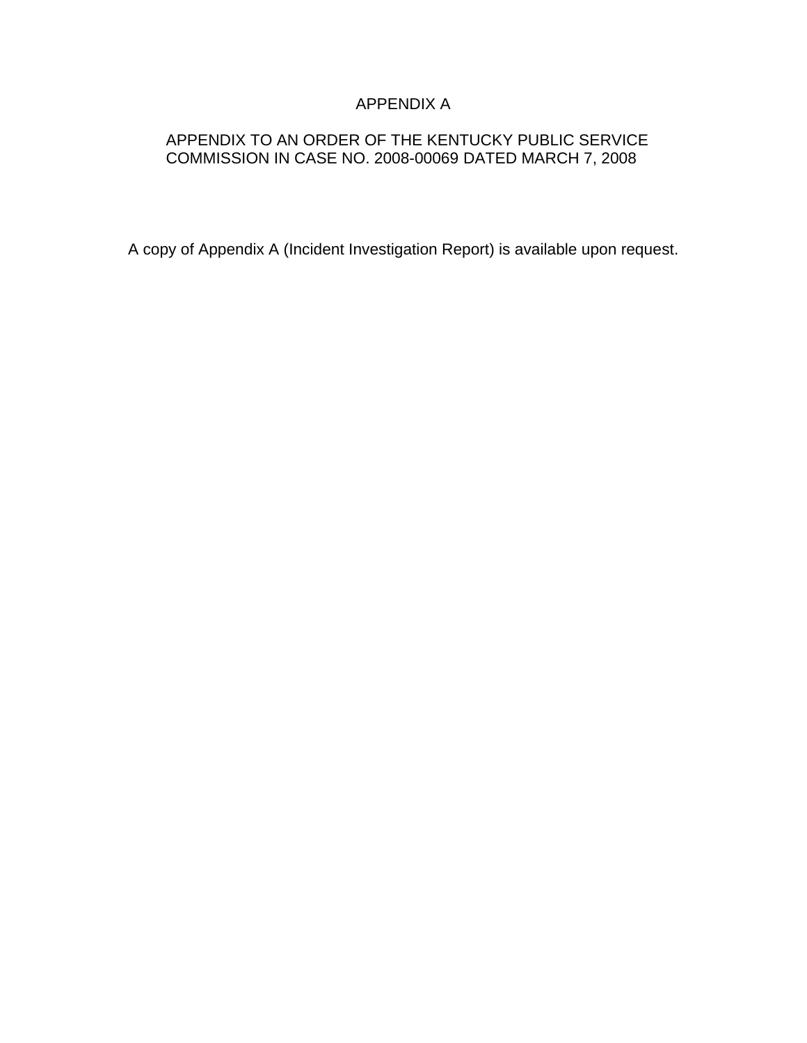# APPENDIX A

APPENDIX TO AN ORDER OF THE KENTUCKY PUBLIC SERVICE COMMISSION IN CASE NO. 2008-00069 DATED MARCH 7, 2008

A copy of Appendix A (Incident Investigation Report) is available upon request.